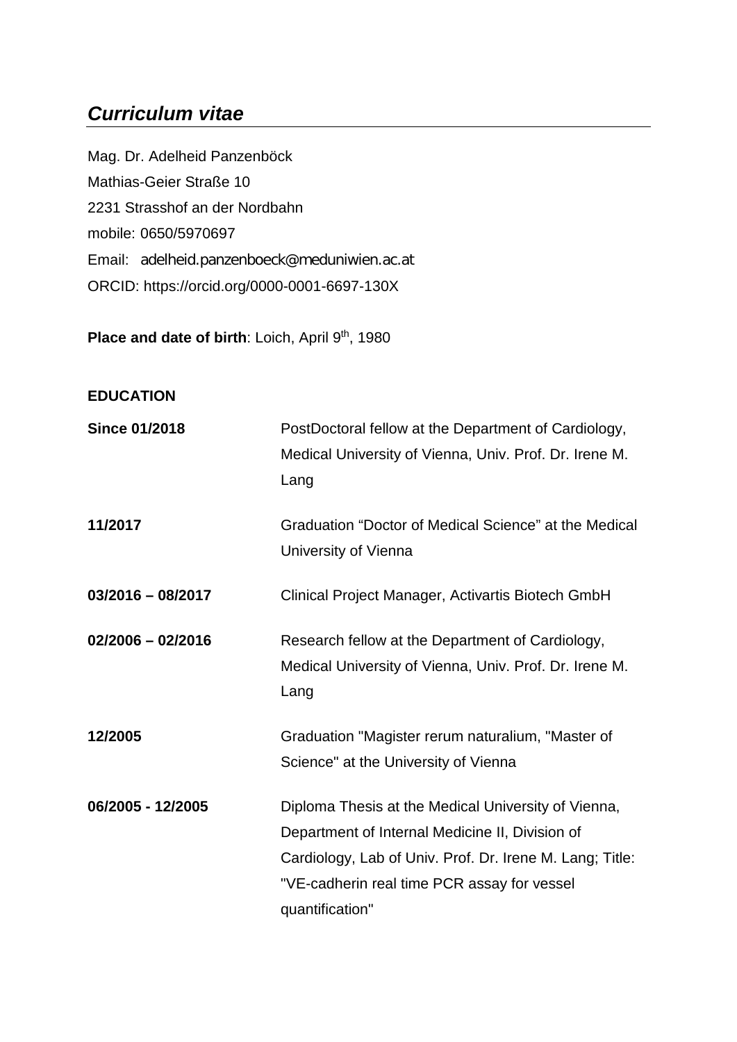# *Curriculum vitae*

Mag. Dr. Adelheid Panzenböck
Mathias-Geier Straße 10
2231 Strasshof an der Nordbahn
mobile: 0650/5970697
Email: adelheid.panzenboeck@meduniwien.ac.at
ORCID: https://orcid.org/0000-0001-6697-130X

**Place and date of birth**: Loich, April 9th, 1980

**EDUCATION**

| | |
|---|---|
| **Since 01/2018** | PostDoctoral fellow at the Department of Cardiology, Medical University of Vienna, Univ. Prof. Dr. Irene M. Lang |
| **11/2017** | Graduation "Doctor of Medical Science" at the Medical University of Vienna |
| **03/2016 – 08/2017** | Clinical Project Manager, Activartis Biotech GmbH |
| **02/2006 – 02/2016** | Research fellow at the Department of Cardiology, Medical University of Vienna, Univ. Prof. Dr. Irene M. Lang |
| **12/2005** | Graduation "Magister rerum naturalium, "Master of Science" at the University of Vienna |
| **06/2005 - 12/2005** | Diploma Thesis at the Medical University of Vienna, Department of Internal Medicine II, Division of Cardiology, Lab of Univ. Prof. Dr. Irene M. Lang; Title: "VE-cadherin real time PCR assay for vessel quantification" |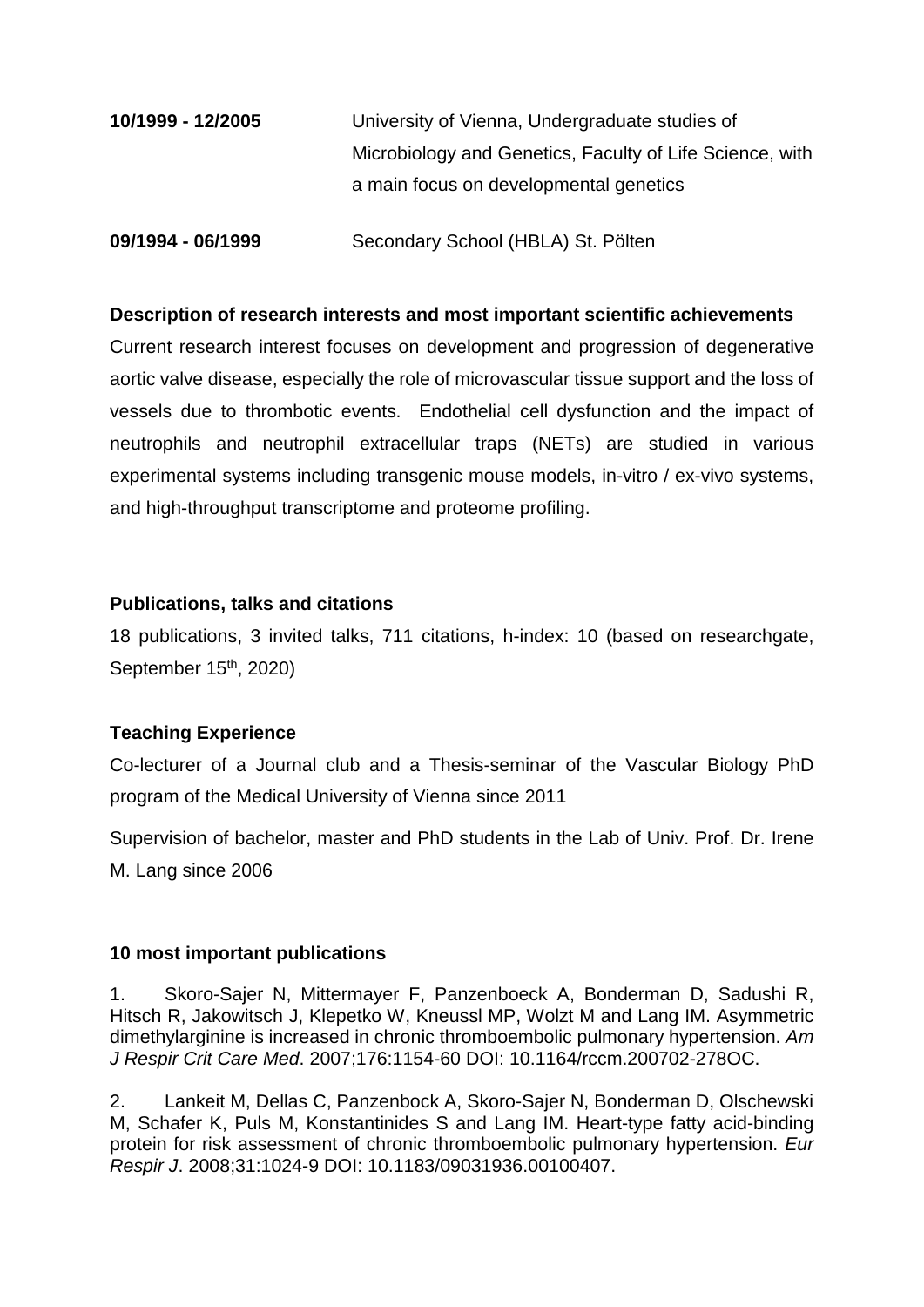**10/1999 - 12/2005** University of Vienna, Undergraduate studies of Microbiology and Genetics, Faculty of Life Science, with a main focus on developmental genetics

**09/1994 - 06/1999** Secondary School (HBLA) St. Pölten

**Description of research interests and most important scientific achievements**

Current research interest focuses on development and progression of degenerative aortic valve disease, especially the role of microvascular tissue support and the loss of vessels due to thrombotic events. Endothelial cell dysfunction and the impact of neutrophils and neutrophil extracellular traps (NETs) are studied in various experimental systems including transgenic mouse models, in-vitro / ex-vivo systems, and high-throughput transcriptome and proteome profiling.

**Publications, talks and citations**

18 publications, 3 invited talks, 711 citations, h-index: 10 (based on researchgate, September 15th, 2020)

**Teaching Experience**

Co-lecturer of a Journal club and a Thesis-seminar of the Vascular Biology PhD program of the Medical University of Vienna since 2011

Supervision of bachelor, master and PhD students in the Lab of Univ. Prof. Dr. Irene M. Lang since 2006

**10 most important publications**

1. Skoro-Sajer N, Mittermayer F, Panzenboeck A, Bonderman D, Sadushi R, Hitsch R, Jakowitsch J, Klepetko W, Kneussl MP, Wolzt M and Lang IM. Asymmetric dimethylarginine is increased in chronic thromboembolic pulmonary hypertension. *Am J Respir Crit Care Med*. 2007;176:1154-60 DOI: 10.1164/rccm.200702-278OC.

2. Lankeit M, Dellas C, Panzenbock A, Skoro-Sajer N, Bonderman D, Olschewski M, Schafer K, Puls M, Konstantinides S and Lang IM. Heart-type fatty acid-binding protein for risk assessment of chronic thromboembolic pulmonary hypertension. *Eur Respir J*. 2008;31:1024-9 DOI: 10.1183/09031936.00100407.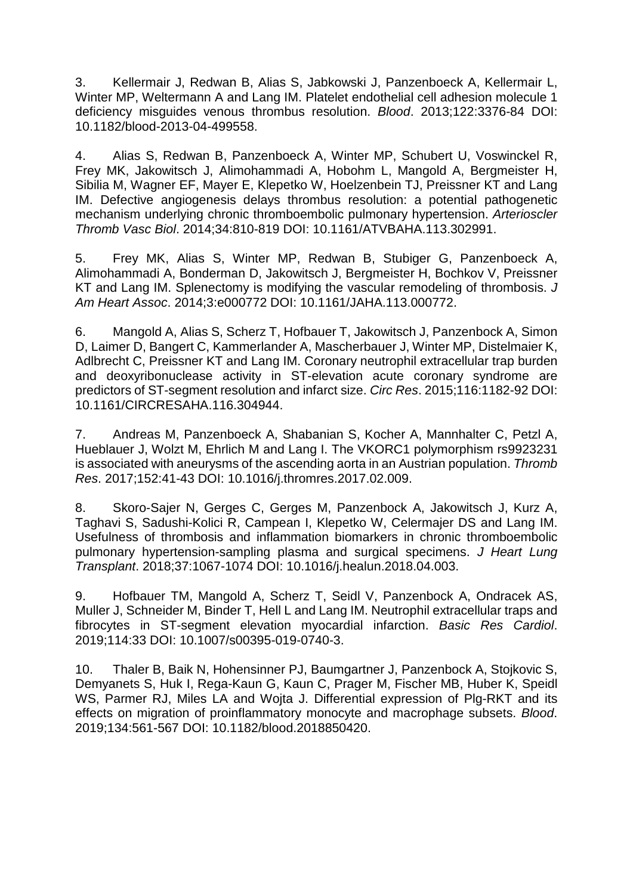3. Kellermair J, Redwan B, Alias S, Jabkowski J, Panzenboeck A, Kellermair L, Winter MP, Weltermann A and Lang IM. Platelet endothelial cell adhesion molecule 1 deficiency misguides venous thrombus resolution. *Blood*. 2013;122:3376-84 DOI: 10.1182/blood-2013-04-499558.

4. Alias S, Redwan B, Panzenboeck A, Winter MP, Schubert U, Voswinckel R, Frey MK, Jakowitsch J, Alimohammadi A, Hobohm L, Mangold A, Bergmeister H, Sibilia M, Wagner EF, Mayer E, Klepetko W, Hoelzenbein TJ, Preissner KT and Lang IM. Defective angiogenesis delays thrombus resolution: a potential pathogenetic mechanism underlying chronic thromboembolic pulmonary hypertension. *Arterioscler Thromb Vasc Biol*. 2014;34:810-819 DOI: 10.1161/ATVBAHA.113.302991.

5. Frey MK, Alias S, Winter MP, Redwan B, Stubiger G, Panzenboeck A, Alimohammadi A, Bonderman D, Jakowitsch J, Bergmeister H, Bochkov V, Preissner KT and Lang IM. Splenectomy is modifying the vascular remodeling of thrombosis. *J Am Heart Assoc*. 2014;3:e000772 DOI: 10.1161/JAHA.113.000772.

6. Mangold A, Alias S, Scherz T, Hofbauer T, Jakowitsch J, Panzenbock A, Simon D, Laimer D, Bangert C, Kammerlander A, Mascherbauer J, Winter MP, Distelmaier K, Adlbrecht C, Preissner KT and Lang IM. Coronary neutrophil extracellular trap burden and deoxyribonuclease activity in ST-elevation acute coronary syndrome are predictors of ST-segment resolution and infarct size. *Circ Res*. 2015;116:1182-92 DOI: 10.1161/CIRCRESAHA.116.304944.

7. Andreas M, Panzenboeck A, Shabanian S, Kocher A, Mannhalter C, Petzl A, Hueblauer J, Wolzt M, Ehrlich M and Lang I. The VKORC1 polymorphism rs9923231 is associated with aneurysms of the ascending aorta in an Austrian population. *Thromb Res*. 2017;152:41-43 DOI: 10.1016/j.thromres.2017.02.009.

8. Skoro-Sajer N, Gerges C, Gerges M, Panzenbock A, Jakowitsch J, Kurz A, Taghavi S, Sadushi-Kolici R, Campean I, Klepetko W, Celermajer DS and Lang IM. Usefulness of thrombosis and inflammation biomarkers in chronic thromboembolic pulmonary hypertension-sampling plasma and surgical specimens. *J Heart Lung Transplant*. 2018;37:1067-1074 DOI: 10.1016/j.healun.2018.04.003.

9. Hofbauer TM, Mangold A, Scherz T, Seidl V, Panzenbock A, Ondracek AS, Muller J, Schneider M, Binder T, Hell L and Lang IM. Neutrophil extracellular traps and fibrocytes in ST-segment elevation myocardial infarction. *Basic Res Cardiol*. 2019;114:33 DOI: 10.1007/s00395-019-0740-3.

10. Thaler B, Baik N, Hohensinner PJ, Baumgartner J, Panzenbock A, Stojkovic S, Demyanets S, Huk I, Rega-Kaun G, Kaun C, Prager M, Fischer MB, Huber K, Speidl WS, Parmer RJ, Miles LA and Wojta J. Differential expression of Plg-RKT and its effects on migration of proinflammatory monocyte and macrophage subsets. *Blood*. 2019;134:561-567 DOI: 10.1182/blood.2018850420.